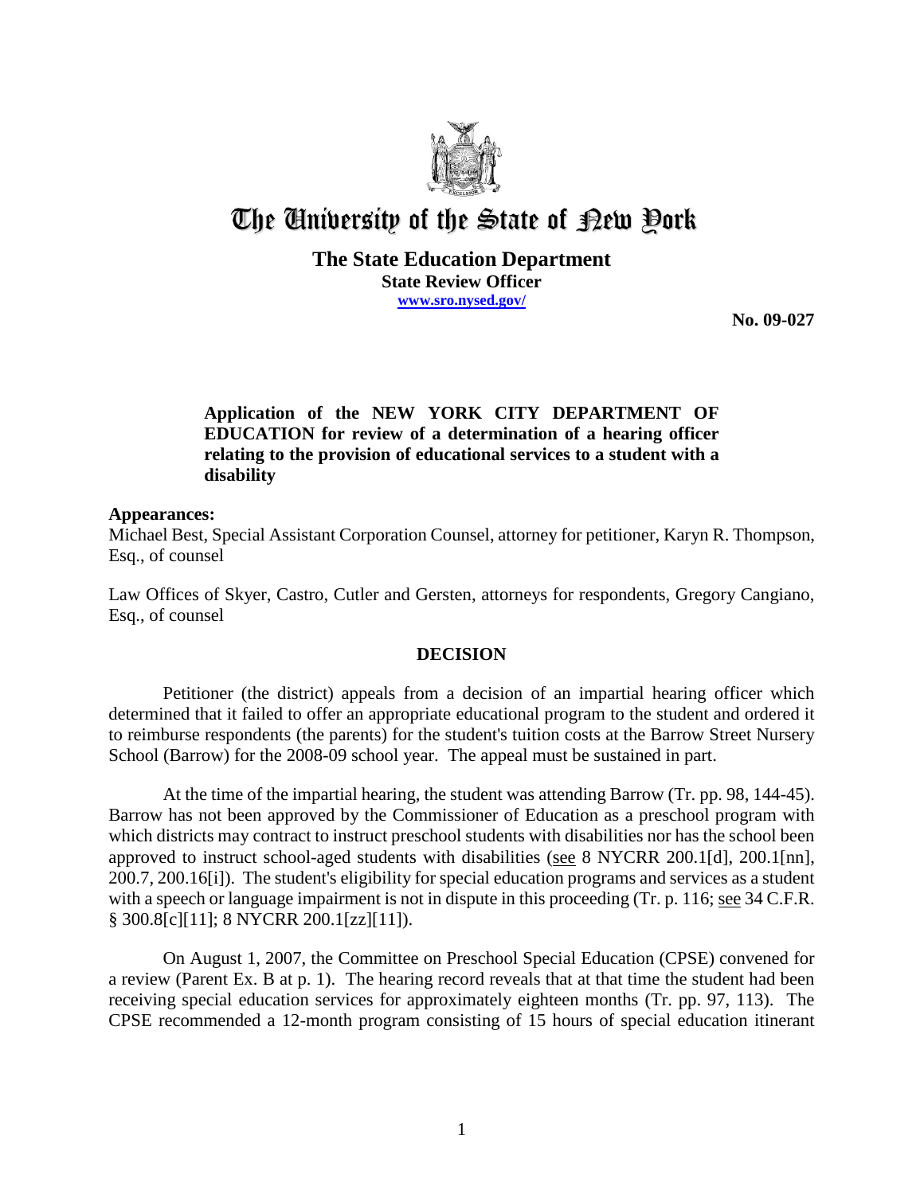# The University of the State of New York

**The State Education Department**
**State Review Officer**
**www.sro.nysed.gov/**

**No. 09-027**

**Application of the NEW YORK CITY DEPARTMENT OF EDUCATION for review of a determination of a hearing officer relating to the provision of educational services to a student with a disability**

**Appearances:**
Michael Best, Special Assistant Corporation Counsel, attorney for petitioner, Karyn R. Thompson, Esq., of counsel

Law Offices of Skyer, Castro, Cutler and Gersten, attorneys for respondents, Gregory Cangiano, Esq., of counsel

## DECISION

Petitioner (the district) appeals from a decision of an impartial hearing officer which determined that it failed to offer an appropriate educational program to the student and ordered it to reimburse respondents (the parents) for the student's tuition costs at the Barrow Street Nursery School (Barrow) for the 2008-09 school year. The appeal must be sustained in part.

At the time of the impartial hearing, the student was attending Barrow (Tr. pp. 98, 144-45). Barrow has not been approved by the Commissioner of Education as a preschool program with which districts may contract to instruct preschool students with disabilities nor has the school been approved to instruct school-aged students with disabilities (see 8 NYCRR 200.1[d], 200.1[nn], 200.7, 200.16[i]). The student's eligibility for special education programs and services as a student with a speech or language impairment is not in dispute in this proceeding (Tr. p. 116; see 34 C.F.R. § 300.8[c][11]; 8 NYCRR 200.1[zz][11]).

On August 1, 2007, the Committee on Preschool Special Education (CPSE) convened for a review (Parent Ex. B at p. 1). The hearing record reveals that at that time the student had been receiving special education services for approximately eighteen months (Tr. pp. 97, 113). The CPSE recommended a 12-month program consisting of 15 hours of special education itinerant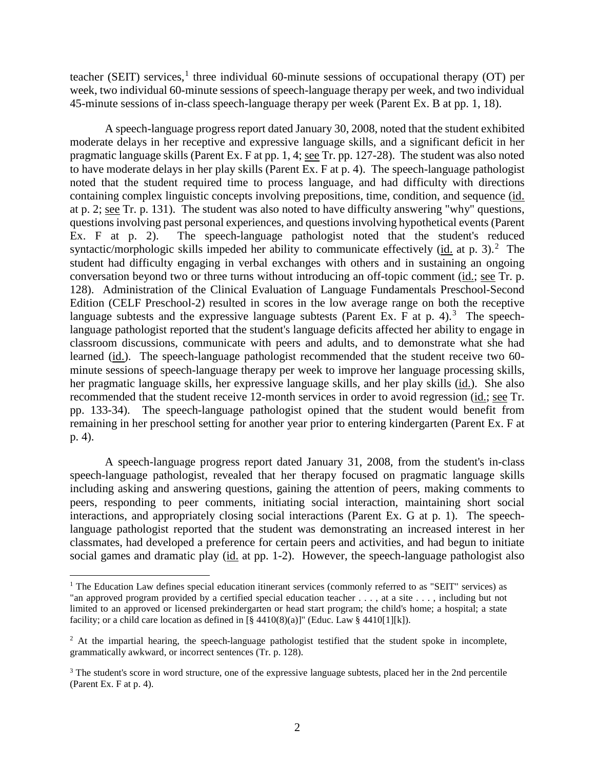teacher (SEIT) services,[1] three individual 60-minute sessions of occupational therapy (OT) per week, two individual 60-minute sessions of speech-language therapy per week, and two individual 45-minute sessions of in-class speech-language therapy per week (Parent Ex. B at pp. 1, 18).

A speech-language progress report dated January 30, 2008, noted that the student exhibited moderate delays in her receptive and expressive language skills, and a significant deficit in her pragmatic language skills (Parent Ex. F at pp. 1, 4; see Tr. pp. 127-28). The student was also noted to have moderate delays in her play skills (Parent Ex. F at p. 4). The speech-language pathologist noted that the student required time to process language, and had difficulty with directions containing complex linguistic concepts involving prepositions, time, condition, and sequence (id. at p. 2; see Tr. p. 131). The student was also noted to have difficulty answering "why" questions, questions involving past personal experiences, and questions involving hypothetical events (Parent Ex. F at p. 2). The speech-language pathologist noted that the student's reduced syntactic/morphologic skills impeded her ability to communicate effectively (id. at p. 3).[2] The student had difficulty engaging in verbal exchanges with others and in sustaining an ongoing conversation beyond two or three turns without introducing an off-topic comment (id.; see Tr. p. 128). Administration of the Clinical Evaluation of Language Fundamentals Preschool-Second Edition (CELF Preschool-2) resulted in scores in the low average range on both the receptive language subtests and the expressive language subtests (Parent Ex. F at p. 4).[3] The speech-language pathologist reported that the student's language deficits affected her ability to engage in classroom discussions, communicate with peers and adults, and to demonstrate what she had learned (id.). The speech-language pathologist recommended that the student receive two 60-minute sessions of speech-language therapy per week to improve her language processing skills, her pragmatic language skills, her expressive language skills, and her play skills (id.). She also recommended that the student receive 12-month services in order to avoid regression (id.; see Tr. pp. 133-34). The speech-language pathologist opined that the student would benefit from remaining in her preschool setting for another year prior to entering kindergarten (Parent Ex. F at p. 4).

A speech-language progress report dated January 31, 2008, from the student's in-class speech-language pathologist, revealed that her therapy focused on pragmatic language skills including asking and answering questions, gaining the attention of peers, making comments to peers, responding to peer comments, initiating social interaction, maintaining short social interactions, and appropriately closing social interactions (Parent Ex. G at p. 1). The speech-language pathologist reported that the student was demonstrating an increased interest in her classmates, had developed a preference for certain peers and activities, and had begun to initiate social games and dramatic play (id. at pp. 1-2). However, the speech-language pathologist also

---

[1] The Education Law defines special education itinerant services (commonly referred to as "SEIT" services) as "an approved program provided by a certified special education teacher . . . , at a site . . . , including but not limited to an approved or licensed prekindergarten or head start program; the child's home; a hospital; a state facility; or a child care location as defined in [§ 4410(8)(a)]" (Educ. Law § 4410[1][k]).

[2] At the impartial hearing, the speech-language pathologist testified that the student spoke in incomplete, grammatically awkward, or incorrect sentences (Tr. p. 128).

[3] The student's score in word structure, one of the expressive language subtests, placed her in the 2nd percentile (Parent Ex. F at p. 4).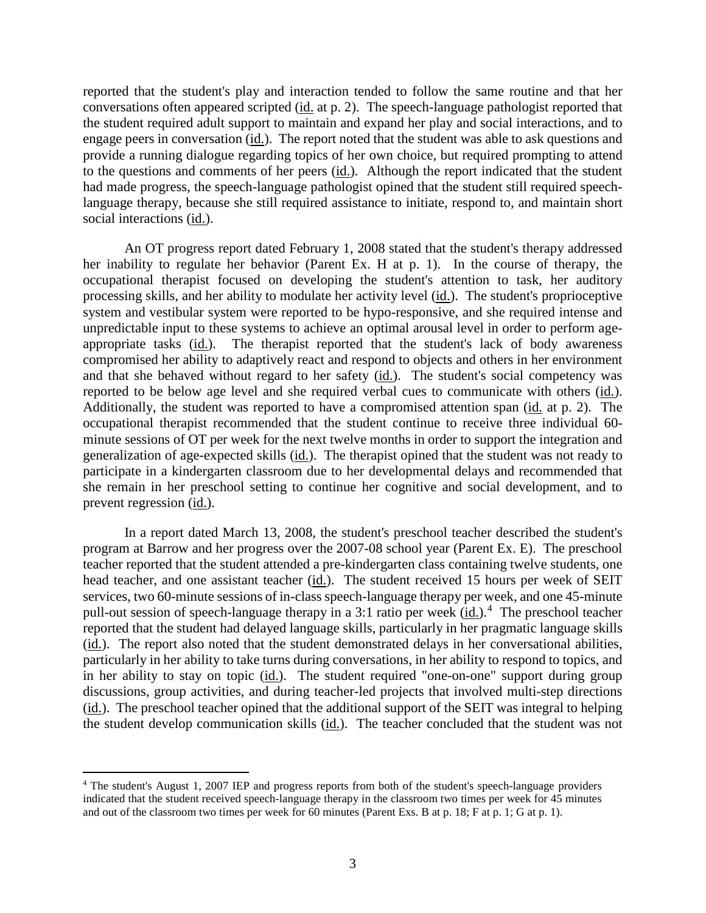reported that the student's play and interaction tended to follow the same routine and that her conversations often appeared scripted (id. at p. 2). The speech-language pathologist reported that the student required adult support to maintain and expand her play and social interactions, and to engage peers in conversation (id.). The report noted that the student was able to ask questions and provide a running dialogue regarding topics of her own choice, but required prompting to attend to the questions and comments of her peers (id.). Although the report indicated that the student had made progress, the speech-language pathologist opined that the student still required speech-language therapy, because she still required assistance to initiate, respond to, and maintain short social interactions (id.).

An OT progress report dated February 1, 2008 stated that the student's therapy addressed her inability to regulate her behavior (Parent Ex. H at p. 1). In the course of therapy, the occupational therapist focused on developing the student's attention to task, her auditory processing skills, and her ability to modulate her activity level (id.). The student's proprioceptive system and vestibular system were reported to be hypo-responsive, and she required intense and unpredictable input to these systems to achieve an optimal arousal level in order to perform age-appropriate tasks (id.). The therapist reported that the student's lack of body awareness compromised her ability to adaptively react and respond to objects and others in her environment and that she behaved without regard to her safety (id.). The student's social competency was reported to be below age level and she required verbal cues to communicate with others (id.). Additionally, the student was reported to have a compromised attention span (id. at p. 2). The occupational therapist recommended that the student continue to receive three individual 60-minute sessions of OT per week for the next twelve months in order to support the integration and generalization of age-expected skills (id.). The therapist opined that the student was not ready to participate in a kindergarten classroom due to her developmental delays and recommended that she remain in her preschool setting to continue her cognitive and social development, and to prevent regression (id.).

In a report dated March 13, 2008, the student's preschool teacher described the student's program at Barrow and her progress over the 2007-08 school year (Parent Ex. E). The preschool teacher reported that the student attended a pre-kindergarten class containing twelve students, one head teacher, and one assistant teacher (id.). The student received 15 hours per week of SEIT services, two 60-minute sessions of in-class speech-language therapy per week, and one 45-minute pull-out session of speech-language therapy in a 3:1 ratio per week (id.).[4] The preschool teacher reported that the student had delayed language skills, particularly in her pragmatic language skills (id.). The report also noted that the student demonstrated delays in her conversational abilities, particularly in her ability to take turns during conversations, in her ability to respond to topics, and in her ability to stay on topic (id.). The student required "one-on-one" support during group discussions, group activities, and during teacher-led projects that involved multi-step directions (id.). The preschool teacher opined that the additional support of the SEIT was integral to helping the student develop communication skills (id.). The teacher concluded that the student was not

[4] The student's August 1, 2007 IEP and progress reports from both of the student's speech-language providers indicated that the student received speech-language therapy in the classroom two times per week for 45 minutes and out of the classroom two times per week for 60 minutes (Parent Exs. B at p. 18; F at p. 1; G at p. 1).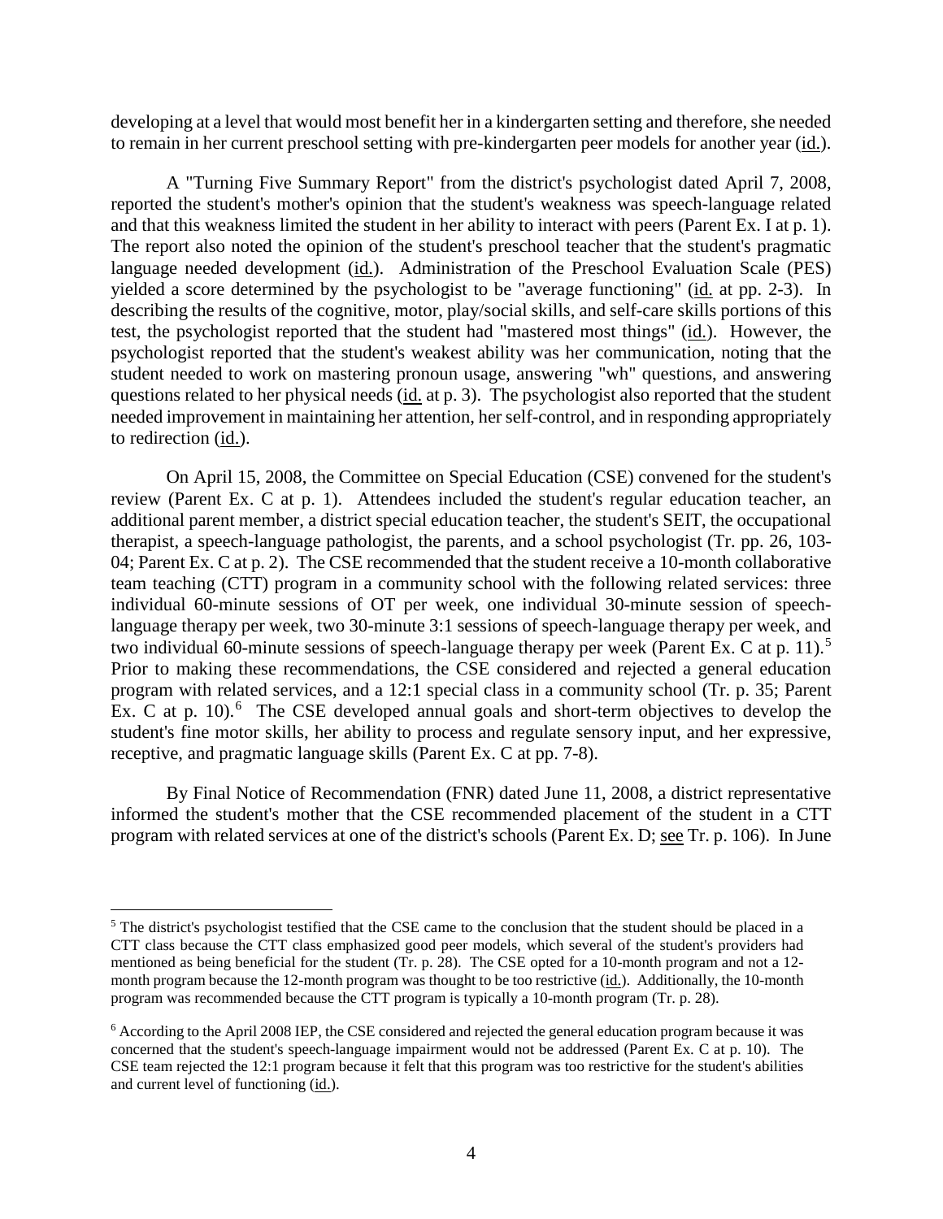developing at a level that would most benefit her in a kindergarten setting and therefore, she needed to remain in her current preschool setting with pre-kindergarten peer models for another year (id.).

A "Turning Five Summary Report" from the district's psychologist dated April 7, 2008, reported the student's mother's opinion that the student's weakness was speech-language related and that this weakness limited the student in her ability to interact with peers (Parent Ex. I at p. 1). The report also noted the opinion of the student's preschool teacher that the student's pragmatic language needed development (id.). Administration of the Preschool Evaluation Scale (PES) yielded a score determined by the psychologist to be "average functioning" (id. at pp. 2-3). In describing the results of the cognitive, motor, play/social skills, and self-care skills portions of this test, the psychologist reported that the student had "mastered most things" (id.). However, the psychologist reported that the student's weakest ability was her communication, noting that the student needed to work on mastering pronoun usage, answering "wh" questions, and answering questions related to her physical needs (id. at p. 3). The psychologist also reported that the student needed improvement in maintaining her attention, her self-control, and in responding appropriately to redirection (id.).

On April 15, 2008, the Committee on Special Education (CSE) convened for the student's review (Parent Ex. C at p. 1). Attendees included the student's regular education teacher, an additional parent member, a district special education teacher, the student's SEIT, the occupational therapist, a speech-language pathologist, the parents, and a school psychologist (Tr. pp. 26, 103-04; Parent Ex. C at p. 2). The CSE recommended that the student receive a 10-month collaborative team teaching (CTT) program in a community school with the following related services: three individual 60-minute sessions of OT per week, one individual 30-minute session of speech-language therapy per week, two 30-minute 3:1 sessions of speech-language therapy per week, and two individual 60-minute sessions of speech-language therapy per week (Parent Ex. C at p. 11).[5] Prior to making these recommendations, the CSE considered and rejected a general education program with related services, and a 12:1 special class in a community school (Tr. p. 35; Parent Ex. C at p. 10).[6] The CSE developed annual goals and short-term objectives to develop the student's fine motor skills, her ability to process and regulate sensory input, and her expressive, receptive, and pragmatic language skills (Parent Ex. C at pp. 7-8).

By Final Notice of Recommendation (FNR) dated June 11, 2008, a district representative informed the student's mother that the CSE recommended placement of the student in a CTT program with related services at one of the district's schools (Parent Ex. D; see Tr. p. 106). In June

[5] The district's psychologist testified that the CSE came to the conclusion that the student should be placed in a CTT class because the CTT class emphasized good peer models, which several of the student's providers had mentioned as being beneficial for the student (Tr. p. 28). The CSE opted for a 10-month program and not a 12-month program because the 12-month program was thought to be too restrictive (id.). Additionally, the 10-month program was recommended because the CTT program is typically a 10-month program (Tr. p. 28).

[6] According to the April 2008 IEP, the CSE considered and rejected the general education program because it was concerned that the student's speech-language impairment would not be addressed (Parent Ex. C at p. 10). The CSE team rejected the 12:1 program because it felt that this program was too restrictive for the student's abilities and current level of functioning (id.).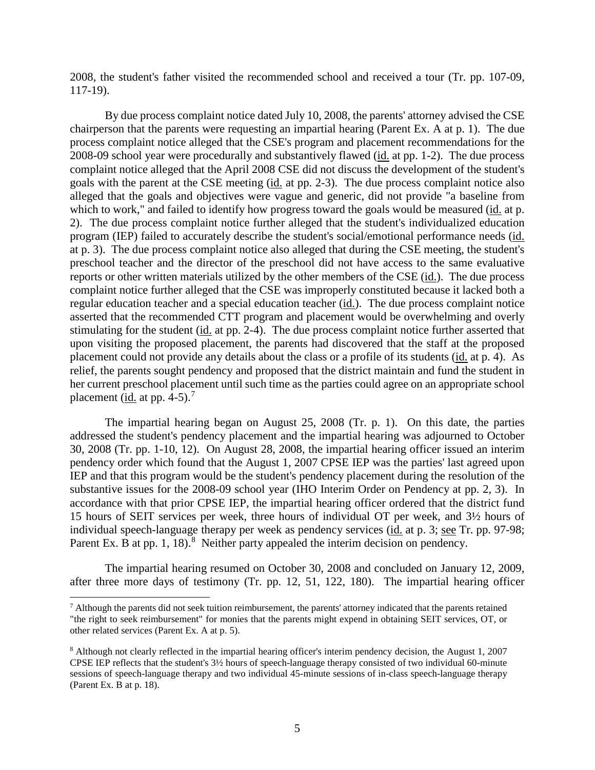2008, the student's father visited the recommended school and received a tour (Tr. pp. 107-09, 117-19).

By due process complaint notice dated July 10, 2008, the parents' attorney advised the CSE chairperson that the parents were requesting an impartial hearing (Parent Ex. A at p. 1). The due process complaint notice alleged that the CSE's program and placement recommendations for the 2008-09 school year were procedurally and substantively flawed (id. at pp. 1-2). The due process complaint notice alleged that the April 2008 CSE did not discuss the development of the student's goals with the parent at the CSE meeting (id. at pp. 2-3). The due process complaint notice also alleged that the goals and objectives were vague and generic, did not provide "a baseline from which to work," and failed to identify how progress toward the goals would be measured (id. at p. 2). The due process complaint notice further alleged that the student's individualized education program (IEP) failed to accurately describe the student's social/emotional performance needs (id. at p. 3). The due process complaint notice also alleged that during the CSE meeting, the student's preschool teacher and the director of the preschool did not have access to the same evaluative reports or other written materials utilized by the other members of the CSE (id.). The due process complaint notice further alleged that the CSE was improperly constituted because it lacked both a regular education teacher and a special education teacher (id.). The due process complaint notice asserted that the recommended CTT program and placement would be overwhelming and overly stimulating for the student (id. at pp. 2-4). The due process complaint notice further asserted that upon visiting the proposed placement, the parents had discovered that the staff at the proposed placement could not provide any details about the class or a profile of its students (id. at p. 4). As relief, the parents sought pendency and proposed that the district maintain and fund the student in her current preschool placement until such time as the parties could agree on an appropriate school placement (id. at pp. 4-5).[7]

The impartial hearing began on August 25, 2008 (Tr. p. 1). On this date, the parties addressed the student's pendency placement and the impartial hearing was adjourned to October 30, 2008 (Tr. pp. 1-10, 12). On August 28, 2008, the impartial hearing officer issued an interim pendency order which found that the August 1, 2007 CPSE IEP was the parties' last agreed upon IEP and that this program would be the student's pendency placement during the resolution of the substantive issues for the 2008-09 school year (IHO Interim Order on Pendency at pp. 2, 3). In accordance with that prior CPSE IEP, the impartial hearing officer ordered that the district fund 15 hours of SEIT services per week, three hours of individual OT per week, and 3½ hours of individual speech-language therapy per week as pendency services (id. at p. 3; see Tr. pp. 97-98; Parent Ex. B at pp. 1, 18).[8] Neither party appealed the interim decision on pendency.

The impartial hearing resumed on October 30, 2008 and concluded on January 12, 2009, after three more days of testimony (Tr. pp. 12, 51, 122, 180). The impartial hearing officer

---

[7] Although the parents did not seek tuition reimbursement, the parents' attorney indicated that the parents retained "the right to seek reimbursement" for monies that the parents might expend in obtaining SEIT services, OT, or other related services (Parent Ex. A at p. 5).

[8] Although not clearly reflected in the impartial hearing officer's interim pendency decision, the August 1, 2007 CPSE IEP reflects that the student's 3½ hours of speech-language therapy consisted of two individual 60-minute sessions of speech-language therapy and two individual 45-minute sessions of in-class speech-language therapy (Parent Ex. B at p. 18).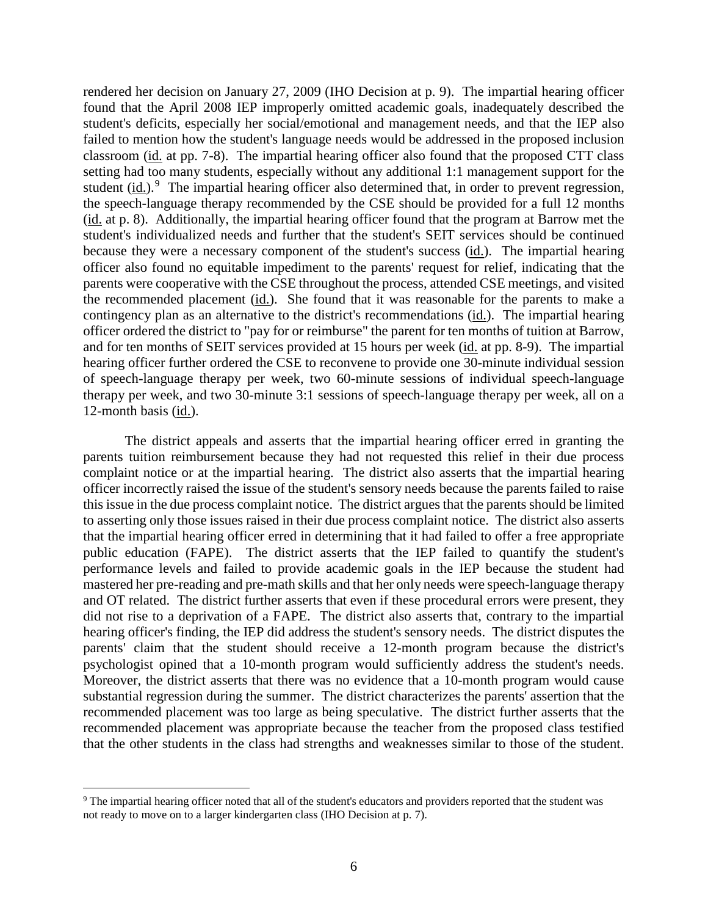rendered her decision on January 27, 2009 (IHO Decision at p. 9). The impartial hearing officer found that the April 2008 IEP improperly omitted academic goals, inadequately described the student's deficits, especially her social/emotional and management needs, and that the IEP also failed to mention how the student's language needs would be addressed in the proposed inclusion classroom (id. at pp. 7-8). The impartial hearing officer also found that the proposed CTT class setting had too many students, especially without any additional 1:1 management support for the student (id.).[9] The impartial hearing officer also determined that, in order to prevent regression, the speech-language therapy recommended by the CSE should be provided for a full 12 months (id. at p. 8). Additionally, the impartial hearing officer found that the program at Barrow met the student's individualized needs and further that the student's SEIT services should be continued because they were a necessary component of the student's success (id.). The impartial hearing officer also found no equitable impediment to the parents' request for relief, indicating that the parents were cooperative with the CSE throughout the process, attended CSE meetings, and visited the recommended placement (id.). She found that it was reasonable for the parents to make a contingency plan as an alternative to the district's recommendations (id.). The impartial hearing officer ordered the district to "pay for or reimburse" the parent for ten months of tuition at Barrow, and for ten months of SEIT services provided at 15 hours per week (id. at pp. 8-9). The impartial hearing officer further ordered the CSE to reconvene to provide one 30-minute individual session of speech-language therapy per week, two 60-minute sessions of individual speech-language therapy per week, and two 30-minute 3:1 sessions of speech-language therapy per week, all on a 12-month basis (id.).

The district appeals and asserts that the impartial hearing officer erred in granting the parents tuition reimbursement because they had not requested this relief in their due process complaint notice or at the impartial hearing. The district also asserts that the impartial hearing officer incorrectly raised the issue of the student's sensory needs because the parents failed to raise this issue in the due process complaint notice. The district argues that the parents should be limited to asserting only those issues raised in their due process complaint notice. The district also asserts that the impartial hearing officer erred in determining that it had failed to offer a free appropriate public education (FAPE). The district asserts that the IEP failed to quantify the student's performance levels and failed to provide academic goals in the IEP because the student had mastered her pre-reading and pre-math skills and that her only needs were speech-language therapy and OT related. The district further asserts that even if these procedural errors were present, they did not rise to a deprivation of a FAPE. The district also asserts that, contrary to the impartial hearing officer's finding, the IEP did address the student's sensory needs. The district disputes the parents' claim that the student should receive a 12-month program because the district's psychologist opined that a 10-month program would sufficiently address the student's needs. Moreover, the district asserts that there was no evidence that a 10-month program would cause substantial regression during the summer. The district characterizes the parents' assertion that the recommended placement was too large as being speculative. The district further asserts that the recommended placement was appropriate because the teacher from the proposed class testified that the other students in the class had strengths and weaknesses similar to those of the student.

[9] The impartial hearing officer noted that all of the student's educators and providers reported that the student was not ready to move on to a larger kindergarten class (IHO Decision at p. 7).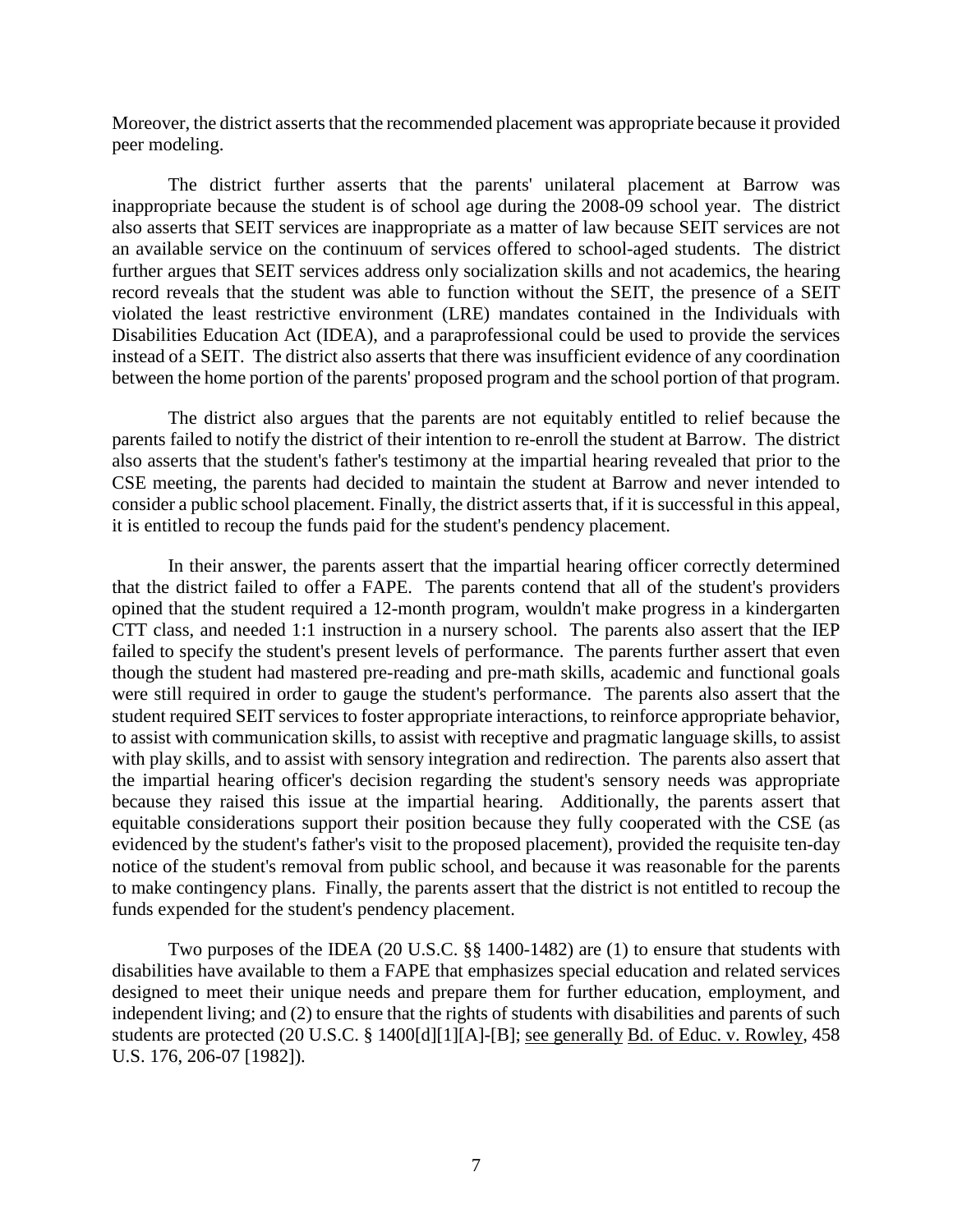Moreover, the district asserts that the recommended placement was appropriate because it provided peer modeling.

The district further asserts that the parents' unilateral placement at Barrow was inappropriate because the student is of school age during the 2008-09 school year. The district also asserts that SEIT services are inappropriate as a matter of law because SEIT services are not an available service on the continuum of services offered to school-aged students. The district further argues that SEIT services address only socialization skills and not academics, the hearing record reveals that the student was able to function without the SEIT, the presence of a SEIT violated the least restrictive environment (LRE) mandates contained in the Individuals with Disabilities Education Act (IDEA), and a paraprofessional could be used to provide the services instead of a SEIT. The district also asserts that there was insufficient evidence of any coordination between the home portion of the parents' proposed program and the school portion of that program.

The district also argues that the parents are not equitably entitled to relief because the parents failed to notify the district of their intention to re-enroll the student at Barrow. The district also asserts that the student's father's testimony at the impartial hearing revealed that prior to the CSE meeting, the parents had decided to maintain the student at Barrow and never intended to consider a public school placement. Finally, the district asserts that, if it is successful in this appeal, it is entitled to recoup the funds paid for the student's pendency placement.

In their answer, the parents assert that the impartial hearing officer correctly determined that the district failed to offer a FAPE. The parents contend that all of the student's providers opined that the student required a 12-month program, wouldn't make progress in a kindergarten CTT class, and needed 1:1 instruction in a nursery school. The parents also assert that the IEP failed to specify the student's present levels of performance. The parents further assert that even though the student had mastered pre-reading and pre-math skills, academic and functional goals were still required in order to gauge the student's performance. The parents also assert that the student required SEIT services to foster appropriate interactions, to reinforce appropriate behavior, to assist with communication skills, to assist with receptive and pragmatic language skills, to assist with play skills, and to assist with sensory integration and redirection. The parents also assert that the impartial hearing officer's decision regarding the student's sensory needs was appropriate because they raised this issue at the impartial hearing. Additionally, the parents assert that equitable considerations support their position because they fully cooperated with the CSE (as evidenced by the student's father's visit to the proposed placement), provided the requisite ten-day notice of the student's removal from public school, and because it was reasonable for the parents to make contingency plans. Finally, the parents assert that the district is not entitled to recoup the funds expended for the student's pendency placement.

Two purposes of the IDEA (20 U.S.C. §§ 1400-1482) are (1) to ensure that students with disabilities have available to them a FAPE that emphasizes special education and related services designed to meet their unique needs and prepare them for further education, employment, and independent living; and (2) to ensure that the rights of students with disabilities and parents of such students are protected (20 U.S.C. § 1400[d][1][A]-[B]; see generally Bd. of Educ. v. Rowley, 458 U.S. 176, 206-07 [1982]).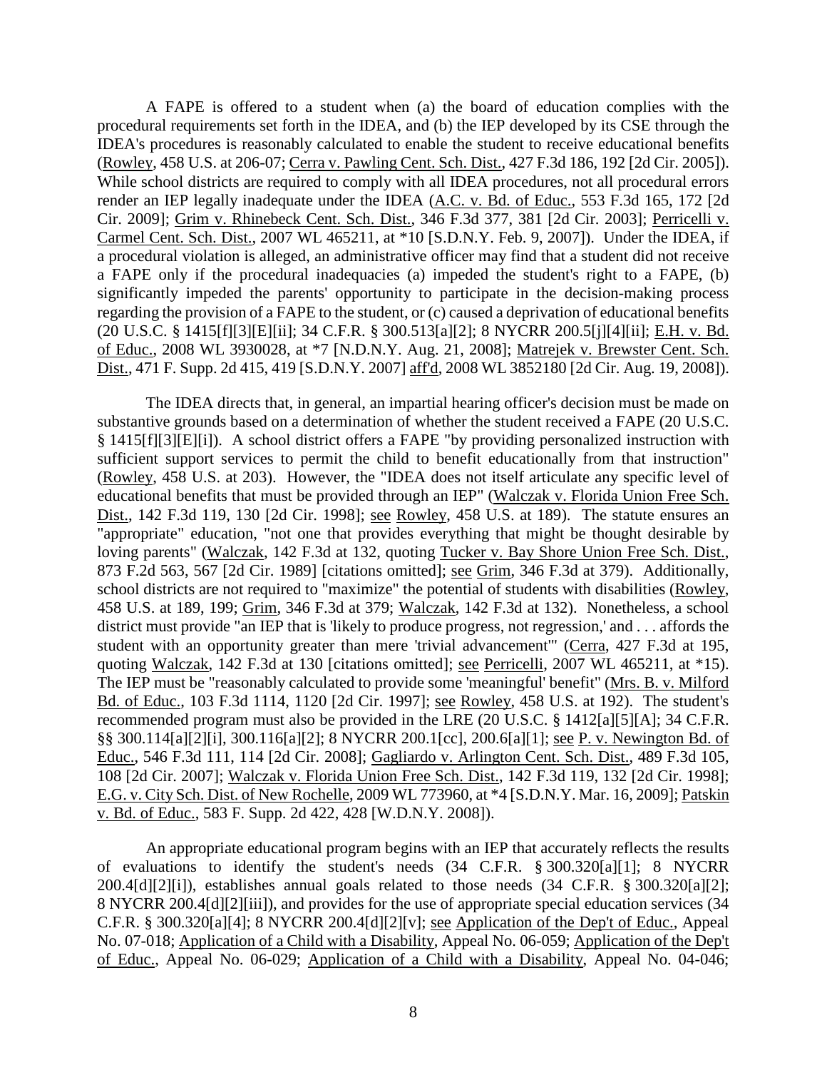A FAPE is offered to a student when (a) the board of education complies with the procedural requirements set forth in the IDEA, and (b) the IEP developed by its CSE through the IDEA's procedures is reasonably calculated to enable the student to receive educational benefits (Rowley, 458 U.S. at 206-07; Cerra v. Pawling Cent. Sch. Dist., 427 F.3d 186, 192 [2d Cir. 2005]). While school districts are required to comply with all IDEA procedures, not all procedural errors render an IEP legally inadequate under the IDEA (A.C. v. Bd. of Educ., 553 F.3d 165, 172 [2d Cir. 2009]; Grim v. Rhinebeck Cent. Sch. Dist., 346 F.3d 377, 381 [2d Cir. 2003]; Perricelli v. Carmel Cent. Sch. Dist., 2007 WL 465211, at *10 [S.D.N.Y. Feb. 9, 2007]). Under the IDEA, if a procedural violation is alleged, an administrative officer may find that a student did not receive a FAPE only if the procedural inadequacies (a) impeded the student's right to a FAPE, (b) significantly impeded the parents' opportunity to participate in the decision-making process regarding the provision of a FAPE to the student, or (c) caused a deprivation of educational benefits (20 U.S.C. § 1415[f][3][E][ii]; 34 C.F.R. § 300.513[a][2]; 8 NYCRR 200.5[j][4][ii]; E.H. v. Bd. of Educ., 2008 WL 3930028, at *7 [N.D.N.Y. Aug. 21, 2008]; Matrejek v. Brewster Cent. Sch. Dist., 471 F. Supp. 2d 415, 419 [S.D.N.Y. 2007] aff'd, 2008 WL 3852180 [2d Cir. Aug. 19, 2008]).

The IDEA directs that, in general, an impartial hearing officer's decision must be made on substantive grounds based on a determination of whether the student received a FAPE (20 U.S.C. § 1415[f][3][E][i]). A school district offers a FAPE "by providing personalized instruction with sufficient support services to permit the child to benefit educationally from that instruction" (Rowley, 458 U.S. at 203). However, the "IDEA does not itself articulate any specific level of educational benefits that must be provided through an IEP" (Walczak v. Florida Union Free Sch. Dist., 142 F.3d 119, 130 [2d Cir. 1998]; see Rowley, 458 U.S. at 189). The statute ensures an "appropriate" education, "not one that provides everything that might be thought desirable by loving parents" (Walczak, 142 F.3d at 132, quoting Tucker v. Bay Shore Union Free Sch. Dist., 873 F.2d 563, 567 [2d Cir. 1989] [citations omitted]; see Grim, 346 F.3d at 379). Additionally, school districts are not required to "maximize" the potential of students with disabilities (Rowley, 458 U.S. at 189, 199; Grim, 346 F.3d at 379; Walczak, 142 F.3d at 132). Nonetheless, a school district must provide "an IEP that is 'likely to produce progress, not regression,' and . . . affords the student with an opportunity greater than mere 'trivial advancement'" (Cerra, 427 F.3d at 195, quoting Walczak, 142 F.3d at 130 [citations omitted]; see Perricelli, 2007 WL 465211, at *15). The IEP must be "reasonably calculated to provide some 'meaningful' benefit" (Mrs. B. v. Milford Bd. of Educ., 103 F.3d 1114, 1120 [2d Cir. 1997]; see Rowley, 458 U.S. at 192). The student's recommended program must also be provided in the LRE (20 U.S.C. § 1412[a][5][A]; 34 C.F.R. §§ 300.114[a][2][i], 300.116[a][2]; 8 NYCRR 200.1[cc], 200.6[a][1]; see P. v. Newington Bd. of Educ., 546 F.3d 111, 114 [2d Cir. 2008]; Gagliardo v. Arlington Cent. Sch. Dist., 489 F.3d 105, 108 [2d Cir. 2007]; Walczak v. Florida Union Free Sch. Dist., 142 F.3d 119, 132 [2d Cir. 1998]; E.G. v. City Sch. Dist. of New Rochelle, 2009 WL 773960, at *4 [S.D.N.Y. Mar. 16, 2009]; Patskin v. Bd. of Educ., 583 F. Supp. 2d 422, 428 [W.D.N.Y. 2008]).

An appropriate educational program begins with an IEP that accurately reflects the results of evaluations to identify the student's needs (34 C.F.R. § 300.320[a][1]; 8 NYCRR 200.4[d][2][i]), establishes annual goals related to those needs (34 C.F.R. § 300.320[a][2]; 8 NYCRR 200.4[d][2][iii]), and provides for the use of appropriate special education services (34 C.F.R. § 300.320[a][4]; 8 NYCRR 200.4[d][2][v]; see Application of the Dep't of Educ., Appeal No. 07-018; Application of a Child with a Disability, Appeal No. 06-059; Application of the Dep't of Educ., Appeal No. 06-029; Application of a Child with a Disability, Appeal No. 04-046;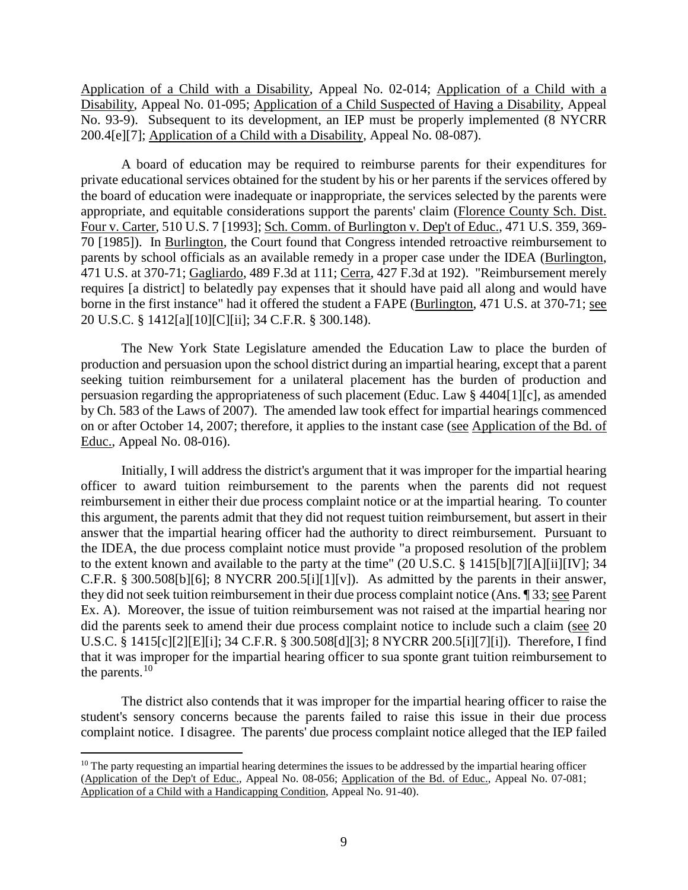Application of a Child with a Disability, Appeal No. 02-014; Application of a Child with a Disability, Appeal No. 01-095; Application of a Child Suspected of Having a Disability, Appeal No. 93-9). Subsequent to its development, an IEP must be properly implemented (8 NYCRR 200.4[e][7]; Application of a Child with a Disability, Appeal No. 08-087).

A board of education may be required to reimburse parents for their expenditures for private educational services obtained for the student by his or her parents if the services offered by the board of education were inadequate or inappropriate, the services selected by the parents were appropriate, and equitable considerations support the parents' claim (Florence County Sch. Dist. Four v. Carter, 510 U.S. 7 [1993]; Sch. Comm. of Burlington v. Dep't of Educ., 471 U.S. 359, 369-70 [1985]). In Burlington, the Court found that Congress intended retroactive reimbursement to parents by school officials as an available remedy in a proper case under the IDEA (Burlington, 471 U.S. at 370-71; Gagliardo, 489 F.3d at 111; Cerra, 427 F.3d at 192). "Reimbursement merely requires [a district] to belatedly pay expenses that it should have paid all along and would have borne in the first instance" had it offered the student a FAPE (Burlington, 471 U.S. at 370-71; see 20 U.S.C. § 1412[a][10][C][ii]; 34 C.F.R. § 300.148).

The New York State Legislature amended the Education Law to place the burden of production and persuasion upon the school district during an impartial hearing, except that a parent seeking tuition reimbursement for a unilateral placement has the burden of production and persuasion regarding the appropriateness of such placement (Educ. Law § 4404[1][c], as amended by Ch. 583 of the Laws of 2007). The amended law took effect for impartial hearings commenced on or after October 14, 2007; therefore, it applies to the instant case (see Application of the Bd. of Educ., Appeal No. 08-016).

Initially, I will address the district's argument that it was improper for the impartial hearing officer to award tuition reimbursement to the parents when the parents did not request reimbursement in either their due process complaint notice or at the impartial hearing. To counter this argument, the parents admit that they did not request tuition reimbursement, but assert in their answer that the impartial hearing officer had the authority to direct reimbursement. Pursuant to the IDEA, the due process complaint notice must provide "a proposed resolution of the problem to the extent known and available to the party at the time" (20 U.S.C. § 1415[b][7][A][ii][IV]; 34 C.F.R. § 300.508[b][6]; 8 NYCRR 200.5[i][1][v]). As admitted by the parents in their answer, they did not seek tuition reimbursement in their due process complaint notice (Ans. ¶ 33; see Parent Ex. A). Moreover, the issue of tuition reimbursement was not raised at the impartial hearing nor did the parents seek to amend their due process complaint notice to include such a claim (see 20 U.S.C. § 1415[c][2][E][i]; 34 C.F.R. § 300.508[d][3]; 8 NYCRR 200.5[i][7][i]). Therefore, I find that it was improper for the impartial hearing officer to sua sponte grant tuition reimbursement to the parents.[10]

The district also contends that it was improper for the impartial hearing officer to raise the student's sensory concerns because the parents failed to raise this issue in their due process complaint notice. I disagree. The parents' due process complaint notice alleged that the IEP failed

[10] The party requesting an impartial hearing determines the issues to be addressed by the impartial hearing officer (Application of the Dep't of Educ., Appeal No. 08-056; Application of the Bd. of Educ., Appeal No. 07-081; Application of a Child with a Handicapping Condition, Appeal No. 91-40).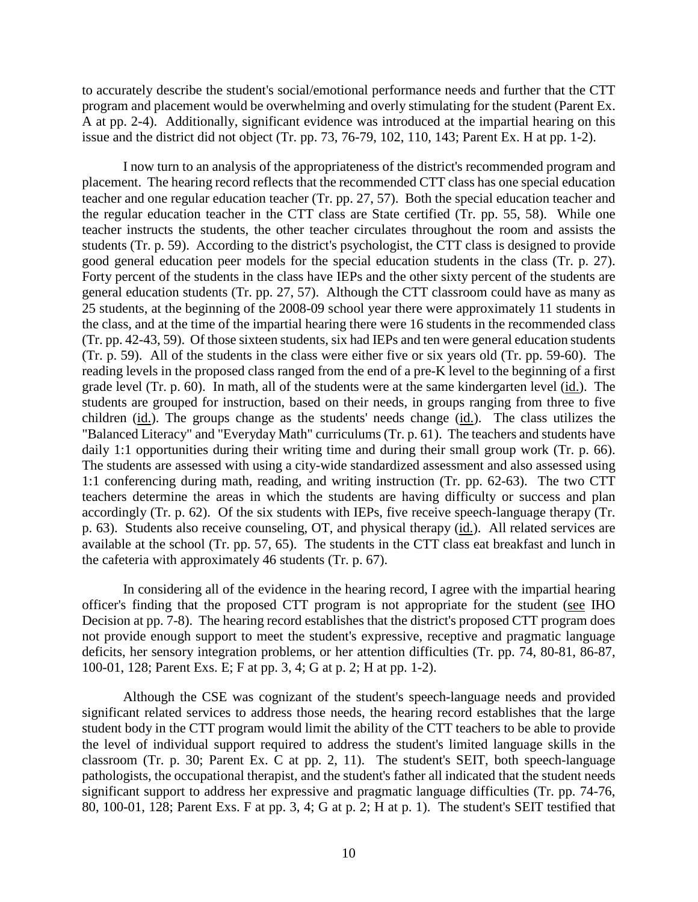to accurately describe the student's social/emotional performance needs and further that the CTT program and placement would be overwhelming and overly stimulating for the student (Parent Ex. A at pp. 2-4). Additionally, significant evidence was introduced at the impartial hearing on this issue and the district did not object (Tr. pp. 73, 76-79, 102, 110, 143; Parent Ex. H at pp. 1-2).

I now turn to an analysis of the appropriateness of the district's recommended program and placement. The hearing record reflects that the recommended CTT class has one special education teacher and one regular education teacher (Tr. pp. 27, 57). Both the special education teacher and the regular education teacher in the CTT class are State certified (Tr. pp. 55, 58). While one teacher instructs the students, the other teacher circulates throughout the room and assists the students (Tr. p. 59). According to the district's psychologist, the CTT class is designed to provide good general education peer models for the special education students in the class (Tr. p. 27). Forty percent of the students in the class have IEPs and the other sixty percent of the students are general education students (Tr. pp. 27, 57). Although the CTT classroom could have as many as 25 students, at the beginning of the 2008-09 school year there were approximately 11 students in the class, and at the time of the impartial hearing there were 16 students in the recommended class (Tr. pp. 42-43, 59). Of those sixteen students, six had IEPs and ten were general education students (Tr. p. 59). All of the students in the class were either five or six years old (Tr. pp. 59-60). The reading levels in the proposed class ranged from the end of a pre-K level to the beginning of a first grade level (Tr. p. 60). In math, all of the students were at the same kindergarten level (id.). The students are grouped for instruction, based on their needs, in groups ranging from three to five children (id.). The groups change as the students' needs change (id.). The class utilizes the "Balanced Literacy" and "Everyday Math" curriculums (Tr. p. 61). The teachers and students have daily 1:1 opportunities during their writing time and during their small group work (Tr. p. 66). The students are assessed with using a city-wide standardized assessment and also assessed using 1:1 conferencing during math, reading, and writing instruction (Tr. pp. 62-63). The two CTT teachers determine the areas in which the students are having difficulty or success and plan accordingly (Tr. p. 62). Of the six students with IEPs, five receive speech-language therapy (Tr. p. 63). Students also receive counseling, OT, and physical therapy (id.). All related services are available at the school (Tr. pp. 57, 65). The students in the CTT class eat breakfast and lunch in the cafeteria with approximately 46 students (Tr. p. 67).

In considering all of the evidence in the hearing record, I agree with the impartial hearing officer's finding that the proposed CTT program is not appropriate for the student (see IHO Decision at pp. 7-8). The hearing record establishes that the district's proposed CTT program does not provide enough support to meet the student's expressive, receptive and pragmatic language deficits, her sensory integration problems, or her attention difficulties (Tr. pp. 74, 80-81, 86-87, 100-01, 128; Parent Exs. E; F at pp. 3, 4; G at p. 2; H at pp. 1-2).

Although the CSE was cognizant of the student's speech-language needs and provided significant related services to address those needs, the hearing record establishes that the large student body in the CTT program would limit the ability of the CTT teachers to be able to provide the level of individual support required to address the student's limited language skills in the classroom (Tr. p. 30; Parent Ex. C at pp. 2, 11). The student's SEIT, both speech-language pathologists, the occupational therapist, and the student's father all indicated that the student needs significant support to address her expressive and pragmatic language difficulties (Tr. pp. 74-76, 80, 100-01, 128; Parent Exs. F at pp. 3, 4; G at p. 2; H at p. 1). The student's SEIT testified that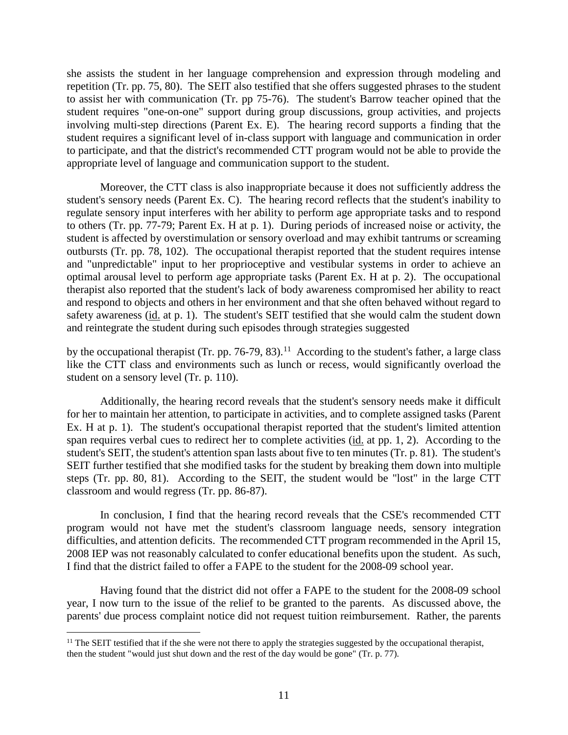she assists the student in her language comprehension and expression through modeling and repetition (Tr. pp. 75, 80). The SEIT also testified that she offers suggested phrases to the student to assist her with communication (Tr. pp 75-76). The student's Barrow teacher opined that the student requires "one-on-one" support during group discussions, group activities, and projects involving multi-step directions (Parent Ex. E). The hearing record supports a finding that the student requires a significant level of in-class support with language and communication in order to participate, and that the district's recommended CTT program would not be able to provide the appropriate level of language and communication support to the student.

Moreover, the CTT class is also inappropriate because it does not sufficiently address the student's sensory needs (Parent Ex. C). The hearing record reflects that the student's inability to regulate sensory input interferes with her ability to perform age appropriate tasks and to respond to others (Tr. pp. 77-79; Parent Ex. H at p. 1). During periods of increased noise or activity, the student is affected by overstimulation or sensory overload and may exhibit tantrums or screaming outbursts (Tr. pp. 78, 102). The occupational therapist reported that the student requires intense and "unpredictable" input to her proprioceptive and vestibular systems in order to achieve an optimal arousal level to perform age appropriate tasks (Parent Ex. H at p. 2). The occupational therapist also reported that the student's lack of body awareness compromised her ability to react and respond to objects and others in her environment and that she often behaved without regard to safety awareness (id. at p. 1). The student's SEIT testified that she would calm the student down and reintegrate the student during such episodes through strategies suggested by the occupational therapist (Tr. pp. 76-79, 83).[11] According to the student's father, a large class like the CTT class and environments such as lunch or recess, would significantly overload the student on a sensory level (Tr. p. 110).

Additionally, the hearing record reveals that the student's sensory needs make it difficult for her to maintain her attention, to participate in activities, and to complete assigned tasks (Parent Ex. H at p. 1). The student's occupational therapist reported that the student's limited attention span requires verbal cues to redirect her to complete activities (id. at pp. 1, 2). According to the student's SEIT, the student's attention span lasts about five to ten minutes (Tr. p. 81). The student's SEIT further testified that she modified tasks for the student by breaking them down into multiple steps (Tr. pp. 80, 81). According to the SEIT, the student would be "lost" in the large CTT classroom and would regress (Tr. pp. 86-87).

In conclusion, I find that the hearing record reveals that the CSE's recommended CTT program would not have met the student's classroom language needs, sensory integration difficulties, and attention deficits. The recommended CTT program recommended in the April 15, 2008 IEP was not reasonably calculated to confer educational benefits upon the student. As such, I find that the district failed to offer a FAPE to the student for the 2008-09 school year.

Having found that the district did not offer a FAPE to the student for the 2008-09 school year, I now turn to the issue of the relief to be granted to the parents. As discussed above, the parents' due process complaint notice did not request tuition reimbursement. Rather, the parents

[11] The SEIT testified that if the she were not there to apply the strategies suggested by the occupational therapist, then the student "would just shut down and the rest of the day would be gone" (Tr. p. 77).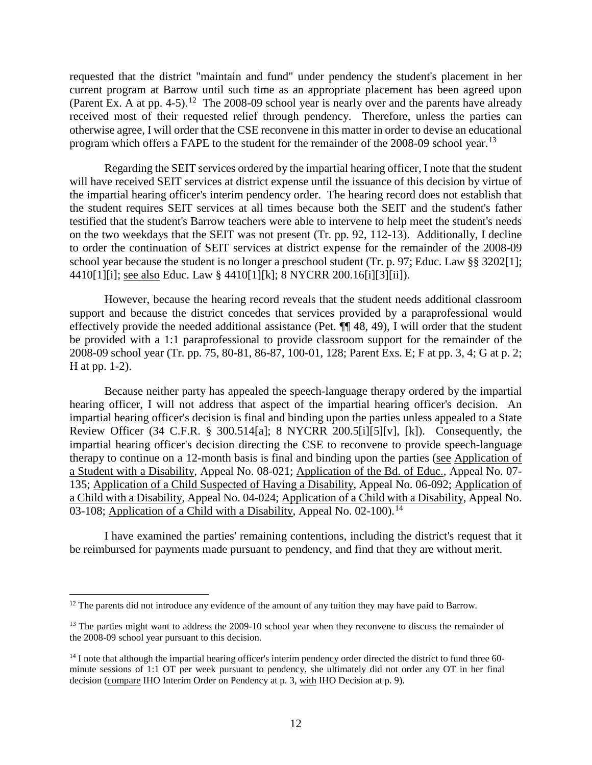requested that the district "maintain and fund" under pendency the student's placement in her current program at Barrow until such time as an appropriate placement has been agreed upon (Parent Ex. A at pp. 4-5).[12] The 2008-09 school year is nearly over and the parents have already received most of their requested relief through pendency. Therefore, unless the parties can otherwise agree, I will order that the CSE reconvene in this matter in order to devise an educational program which offers a FAPE to the student for the remainder of the 2008-09 school year.[13]

Regarding the SEIT services ordered by the impartial hearing officer, I note that the student will have received SEIT services at district expense until the issuance of this decision by virtue of the impartial hearing officer's interim pendency order. The hearing record does not establish that the student requires SEIT services at all times because both the SEIT and the student's father testified that the student's Barrow teachers were able to intervene to help meet the student's needs on the two weekdays that the SEIT was not present (Tr. pp. 92, 112-13). Additionally, I decline to order the continuation of SEIT services at district expense for the remainder of the 2008-09 school year because the student is no longer a preschool student (Tr. p. 97; Educ. Law §§ 3202[1]; 4410[1][i]; see also Educ. Law § 4410[1][k]; 8 NYCRR 200.16[i][3][ii]).

However, because the hearing record reveals that the student needs additional classroom support and because the district concedes that services provided by a paraprofessional would effectively provide the needed additional assistance (Pet. ¶¶ 48, 49), I will order that the student be provided with a 1:1 paraprofessional to provide classroom support for the remainder of the 2008-09 school year (Tr. pp. 75, 80-81, 86-87, 100-01, 128; Parent Exs. E; F at pp. 3, 4; G at p. 2; H at pp. 1-2).

Because neither party has appealed the speech-language therapy ordered by the impartial hearing officer, I will not address that aspect of the impartial hearing officer's decision. An impartial hearing officer's decision is final and binding upon the parties unless appealed to a State Review Officer (34 C.F.R. § 300.514[a]; 8 NYCRR 200.5[i][5][v], [k]). Consequently, the impartial hearing officer's decision directing the CSE to reconvene to provide speech-language therapy to continue on a 12-month basis is final and binding upon the parties (see Application of a Student with a Disability, Appeal No. 08-021; Application of the Bd. of Educ., Appeal No. 07-135; Application of a Child Suspected of Having a Disability, Appeal No. 06-092; Application of a Child with a Disability, Appeal No. 04-024; Application of a Child with a Disability, Appeal No. 03-108; Application of a Child with a Disability, Appeal No. 02-100).[14]

I have examined the parties' remaining contentions, including the district's request that it be reimbursed for payments made pursuant to pendency, and find that they are without merit.

---

[12] The parents did not introduce any evidence of the amount of any tuition they may have paid to Barrow.

[13] The parties might want to address the 2009-10 school year when they reconvene to discuss the remainder of the 2008-09 school year pursuant to this decision.

[14] I note that although the impartial hearing officer's interim pendency order directed the district to fund three 60-minute sessions of 1:1 OT per week pursuant to pendency, she ultimately did not order any OT in her final decision (compare IHO Interim Order on Pendency at p. 3, with IHO Decision at p. 9).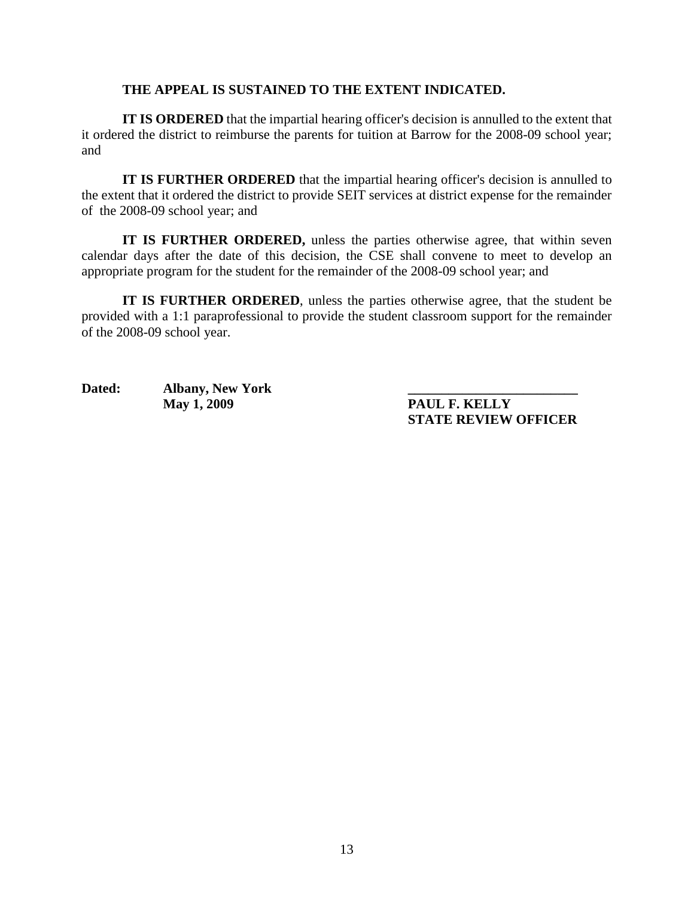**THE APPEAL IS SUSTAINED TO THE EXTENT INDICATED.**

**IT IS ORDERED** that the impartial hearing officer's decision is annulled to the extent that it ordered the district to reimburse the parents for tuition at Barrow for the 2008-09 school year; and

**IT IS FURTHER ORDERED** that the impartial hearing officer's decision is annulled to the extent that it ordered the district to provide SEIT services at district expense for the remainder of the 2008-09 school year; and

**IT IS FURTHER ORDERED,** unless the parties otherwise agree, that within seven calendar days after the date of this decision, the CSE shall convene to meet to develop an appropriate program for the student for the remainder of the 2008-09 school year; and

**IT IS FURTHER ORDERED**, unless the parties otherwise agree, that the student be provided with a 1:1 paraprofessional to provide the student classroom support for the remainder of the 2008-09 school year.

**Dated: Albany, New York**
**May 1, 2009**

_________________________
**PAUL F. KELLY**
**STATE REVIEW OFFICER**